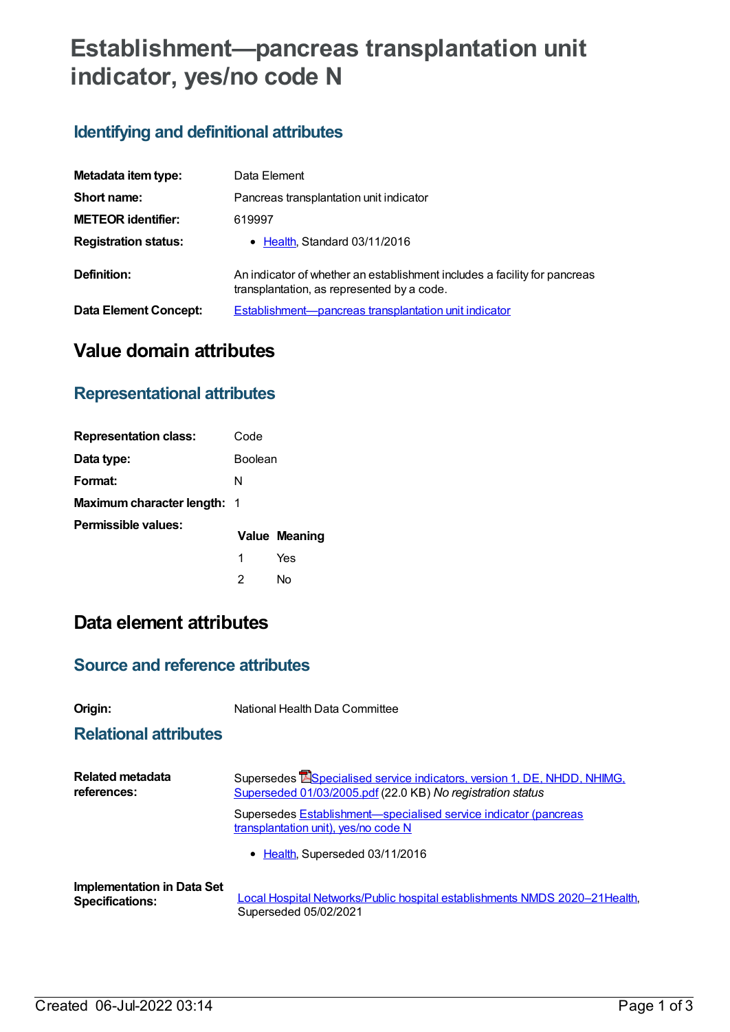# Establishment—pancreas transplantation unit indicator, yes/no code N

## Identifying and definitional attributes

| | |
|---|---|
| **Metadata item type:** | Data Element |
| **Short name:** | Pancreas transplantation unit indicator |
| **METEOR identifier:** | 619997 |
| **Registration status:** | • Health, Standard 03/11/2016 |
| **Definition:** | An indicator of whether an establishment includes a facility for pancreas transplantation, as represented by a code. |
| **Data Element Concept:** | Establishment—pancreas transplantation unit indicator |

# Value domain attributes

## Representational attributes

| | |
|---|---|
| **Representation class:** | Code |
| **Data type:** | Boolean |
| **Format:** | N |
| **Maximum character length:** | 1 |

**Permissible values:**

| Value | Meaning |
|---|---|
| 1 | Yes |
| 2 | No |

# Data element attributes

## Source and reference attributes

| | |
|---|---|
| **Origin:** | National Health Data Committee |

## Relational attributes

**Related metadata references:**

Supersedes Specialised service indicators, version 1, DE, NHDD, NHIMG, Superseded 01/03/2005.pdf (22.0 KB) *No registration status*

Supersedes Establishment—specialised service indicator (pancreas transplantation unit), yes/no code N

- Health, Superseded 03/11/2016

**Implementation in Data Set Specifications:**

Local Hospital Networks/Public hospital establishments NMDS 2020–21Health, Superseded 05/02/2021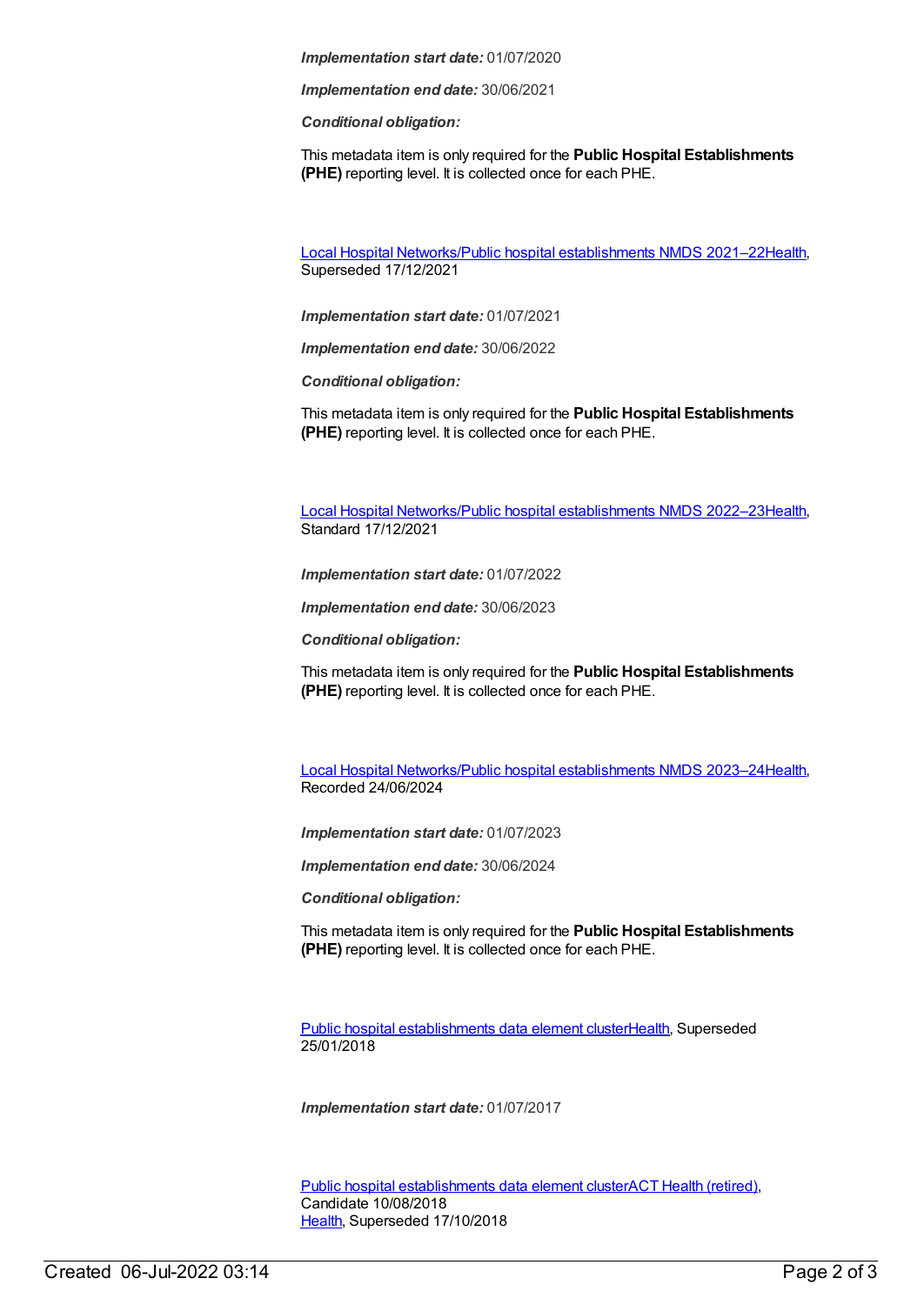*Implementation start date:* 01/07/2020

*Implementation end date:* 30/06/2021

*Conditional obligation:*

This metadata item is only required for the **Public Hospital Establishments (PHE)** reporting level. It is collected once for each PHE.

Local Hospital Networks/Public hospital establishments NMDS 2021–22Health, Superseded 17/12/2021

*Implementation start date:* 01/07/2021

*Implementation end date:* 30/06/2022

*Conditional obligation:*

This metadata item is only required for the **Public Hospital Establishments (PHE)** reporting level. It is collected once for each PHE.

Local Hospital Networks/Public hospital establishments NMDS 2022–23Health, Standard 17/12/2021

*Implementation start date:* 01/07/2022

*Implementation end date:* 30/06/2023

*Conditional obligation:*

This metadata item is only required for the **Public Hospital Establishments (PHE)** reporting level. It is collected once for each PHE.

Local Hospital Networks/Public hospital establishments NMDS 2023–24Health, Recorded 24/06/2024

*Implementation start date:* 01/07/2023

*Implementation end date:* 30/06/2024

*Conditional obligation:*

This metadata item is only required for the **Public Hospital Establishments (PHE)** reporting level. It is collected once for each PHE.

Public hospital establishments data element clusterHealth, Superseded 25/01/2018

*Implementation start date:* 01/07/2017

Public hospital establishments data element clusterACT Health (retired), Candidate 10/08/2018
Health, Superseded 17/10/2018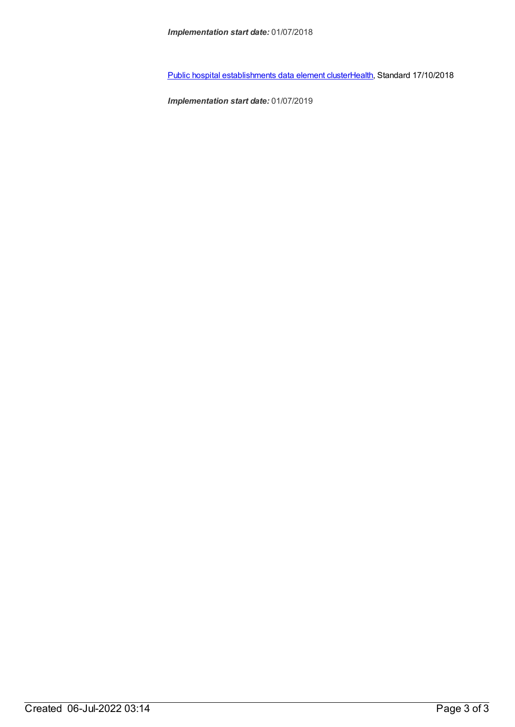***Implementation start date:*** 01/07/2018

Public hospital establishments data element clusterHealth, Standard 17/10/2018

***Implementation start date:*** 01/07/2019